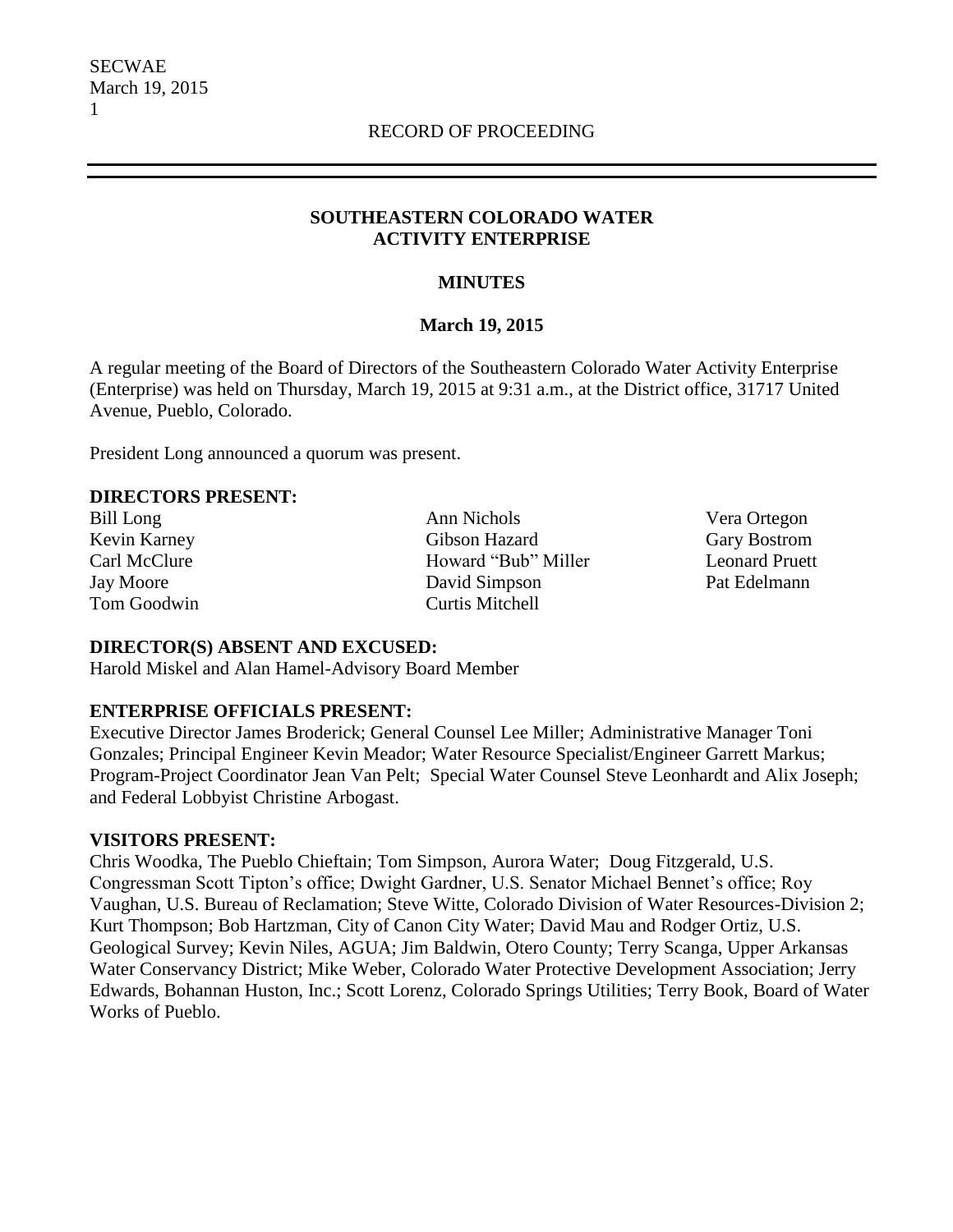RECORD OF PROCEEDING

# SOUTHEASTERN COLORADO WATER ACTIVITY ENTERPRISE

## MINUTES

### March 19, 2015

A regular meeting of the Board of Directors of the Southeastern Colorado Water Activity Enterprise (Enterprise) was held on Thursday, March 19, 2015 at 9:31 a.m., at the District office, 31717 United Avenue, Pueblo, Colorado.

President Long announced a quorum was present.

**DIRECTORS PRESENT:**

Bill Long
Kevin Karney
Carl McClure
Jay Moore
Tom Goodwin
Ann Nichols
Gibson Hazard
Howard "Bub" Miller
David Simpson
Curtis Mitchell
Vera Ortegon
Gary Bostrom
Leonard Pruett
Pat Edelmann

**DIRECTOR(S) ABSENT AND EXCUSED:**

Harold Miskel and Alan Hamel-Advisory Board Member

**ENTERPRISE OFFICIALS PRESENT:**

Executive Director James Broderick; General Counsel Lee Miller; Administrative Manager Toni Gonzales; Principal Engineer Kevin Meador; Water Resource Specialist/Engineer Garrett Markus; Program-Project Coordinator Jean Van Pelt; Special Water Counsel Steve Leonhardt and Alix Joseph; and Federal Lobbyist Christine Arbogast.

**VISITORS PRESENT:**

Chris Woodka, The Pueblo Chieftain; Tom Simpson, Aurora Water; Doug Fitzgerald, U.S. Congressman Scott Tipton's office; Dwight Gardner, U.S. Senator Michael Bennet's office; Roy Vaughan, U.S. Bureau of Reclamation; Steve Witte, Colorado Division of Water Resources-Division 2; Kurt Thompson; Bob Hartzman, City of Canon City Water; David Mau and Rodger Ortiz, U.S. Geological Survey; Kevin Niles, AGUA; Jim Baldwin, Otero County; Terry Scanga, Upper Arkansas Water Conservancy District; Mike Weber, Colorado Water Protective Development Association; Jerry Edwards, Bohannan Huston, Inc.; Scott Lorenz, Colorado Springs Utilities; Terry Book, Board of Water Works of Pueblo.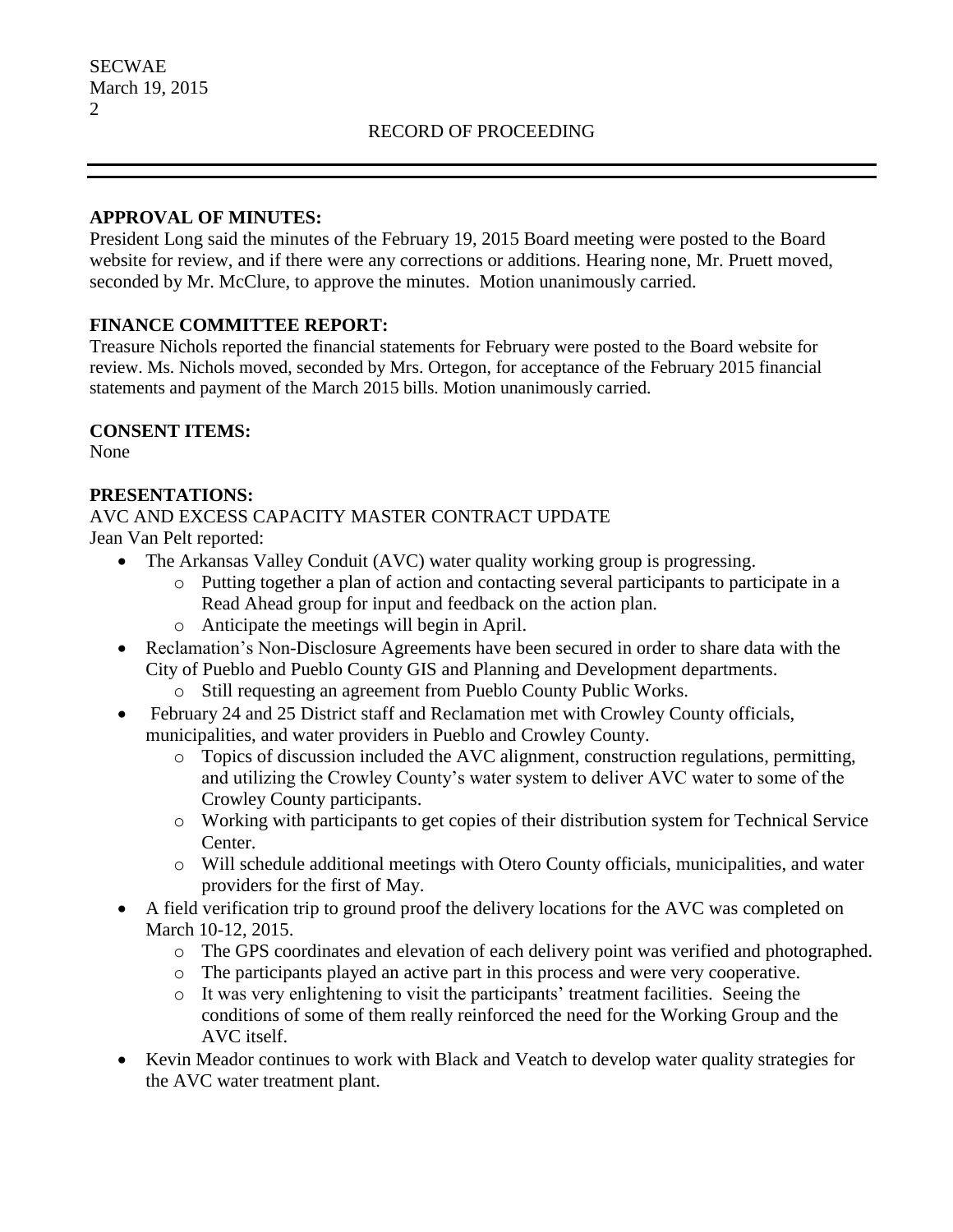RECORD OF PROCEEDING

**APPROVAL OF MINUTES:**
President Long said the minutes of the February 19, 2015 Board meeting were posted to the Board website for review, and if there were any corrections or additions. Hearing none, Mr. Pruett moved, seconded by Mr. McClure, to approve the minutes. Motion unanimously carried.

**FINANCE COMMITTEE REPORT:**
Treasure Nichols reported the financial statements for February were posted to the Board website for review. Ms. Nichols moved, seconded by Mrs. Ortegon, for acceptance of the February 2015 financial statements and payment of the March 2015 bills. Motion unanimously carried.

**CONSENT ITEMS:**
None

**PRESENTATIONS:**
AVC AND EXCESS CAPACITY MASTER CONTRACT UPDATE
Jean Van Pelt reported:

- The Arkansas Valley Conduit (AVC) water quality working group is progressing.
  - Putting together a plan of action and contacting several participants to participate in a Read Ahead group for input and feedback on the action plan.
  - Anticipate the meetings will begin in April.
- Reclamation's Non-Disclosure Agreements have been secured in order to share data with the City of Pueblo and Pueblo County GIS and Planning and Development departments.
  - Still requesting an agreement from Pueblo County Public Works.
- February 24 and 25 District staff and Reclamation met with Crowley County officials, municipalities, and water providers in Pueblo and Crowley County.
  - Topics of discussion included the AVC alignment, construction regulations, permitting, and utilizing the Crowley County's water system to deliver AVC water to some of the Crowley County participants.
  - Working with participants to get copies of their distribution system for Technical Service Center.
  - Will schedule additional meetings with Otero County officials, municipalities, and water providers for the first of May.
- A field verification trip to ground proof the delivery locations for the AVC was completed on March 10-12, 2015.
  - The GPS coordinates and elevation of each delivery point was verified and photographed.
  - The participants played an active part in this process and were very cooperative.
  - It was very enlightening to visit the participants' treatment facilities. Seeing the conditions of some of them really reinforced the need for the Working Group and the AVC itself.
- Kevin Meador continues to work with Black and Veatch to develop water quality strategies for the AVC water treatment plant.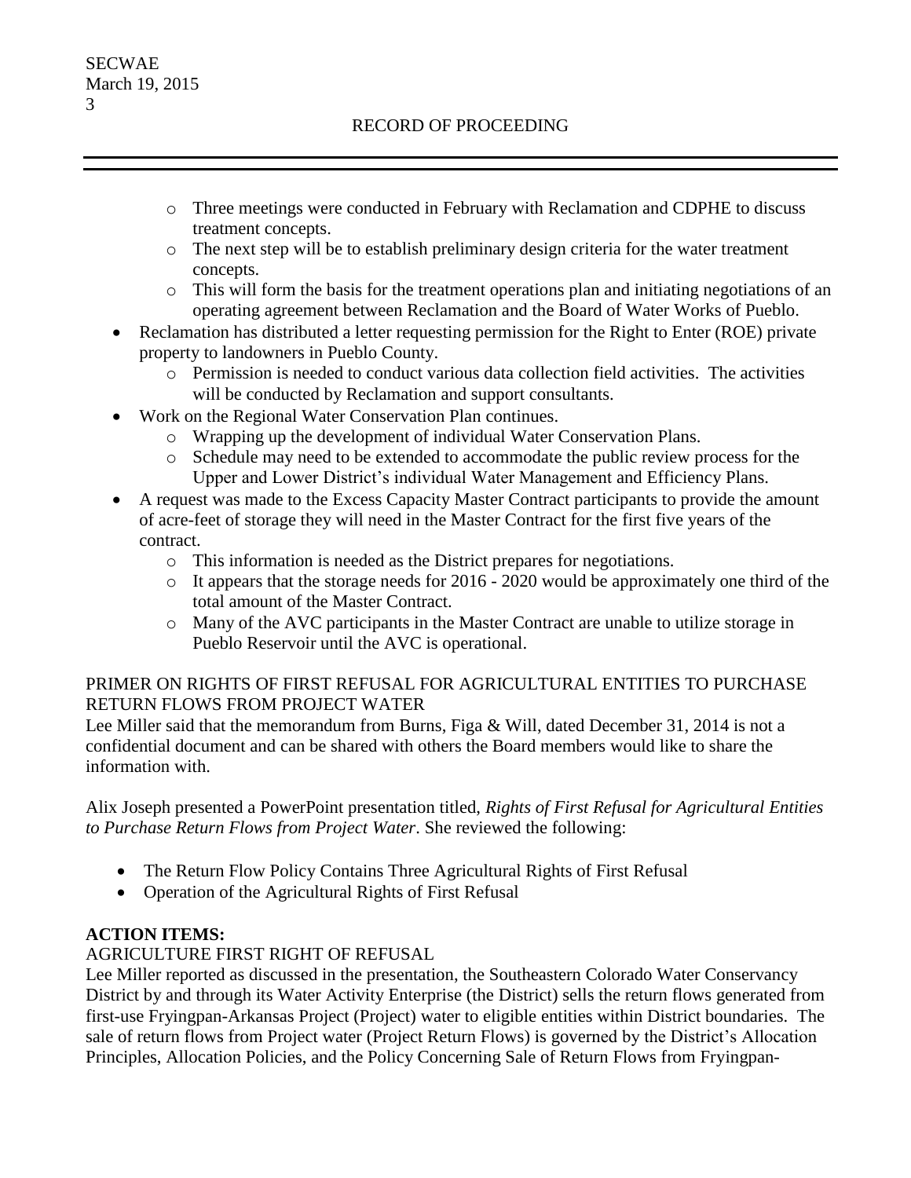- Three meetings were conducted in February with Reclamation and CDPHE to discuss treatment concepts.
  - The next step will be to establish preliminary design criteria for the water treatment concepts.
  - This will form the basis for the treatment operations plan and initiating negotiations of an operating agreement between Reclamation and the Board of Water Works of Pueblo.
- Reclamation has distributed a letter requesting permission for the Right to Enter (ROE) private property to landowners in Pueblo County.
  - Permission is needed to conduct various data collection field activities. The activities will be conducted by Reclamation and support consultants.
- Work on the Regional Water Conservation Plan continues.
  - Wrapping up the development of individual Water Conservation Plans.
  - Schedule may need to be extended to accommodate the public review process for the Upper and Lower District's individual Water Management and Efficiency Plans.
- A request was made to the Excess Capacity Master Contract participants to provide the amount of acre-feet of storage they will need in the Master Contract for the first five years of the contract.
  - This information is needed as the District prepares for negotiations.
  - It appears that the storage needs for 2016 - 2020 would be approximately one third of the total amount of the Master Contract.
  - Many of the AVC participants in the Master Contract are unable to utilize storage in Pueblo Reservoir until the AVC is operational.

PRIMER ON RIGHTS OF FIRST REFUSAL FOR AGRICULTURAL ENTITIES TO PURCHASE RETURN FLOWS FROM PROJECT WATER

Lee Miller said that the memorandum from Burns, Figa & Will, dated December 31, 2014 is not a confidential document and can be shared with others the Board members would like to share the information with.

Alix Joseph presented a PowerPoint presentation titled, *Rights of First Refusal for Agricultural Entities to Purchase Return Flows from Project Water*. She reviewed the following:

- The Return Flow Policy Contains Three Agricultural Rights of First Refusal
- Operation of the Agricultural Rights of First Refusal

**ACTION ITEMS:**

AGRICULTURE FIRST RIGHT OF REFUSAL

Lee Miller reported as discussed in the presentation, the Southeastern Colorado Water Conservancy District by and through its Water Activity Enterprise (the District) sells the return flows generated from first-use Fryingpan-Arkansas Project (Project) water to eligible entities within District boundaries. The sale of return flows from Project water (Project Return Flows) is governed by the District's Allocation Principles, Allocation Policies, and the Policy Concerning Sale of Return Flows from Fryingpan-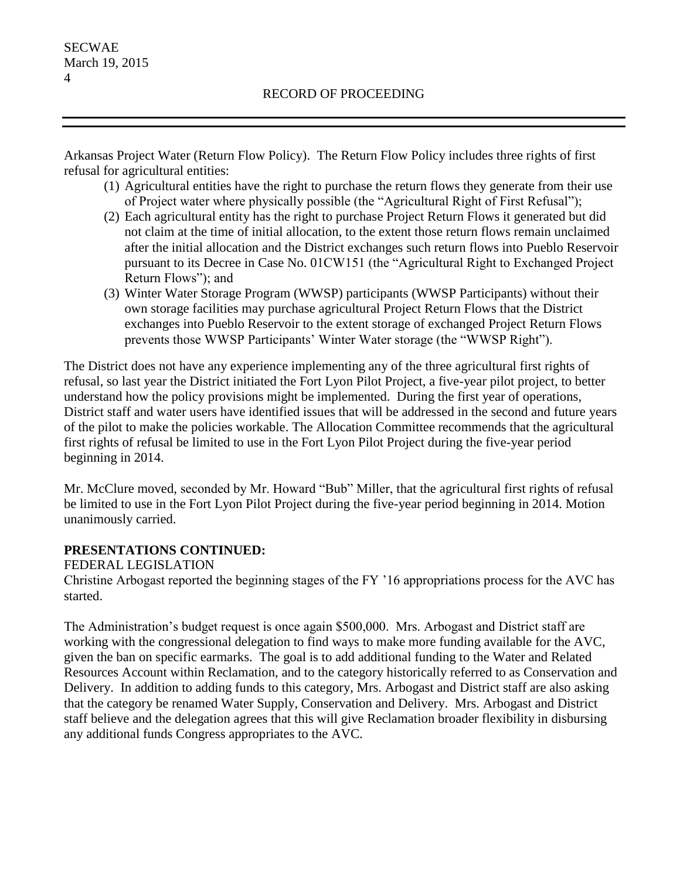Arkansas Project Water (Return Flow Policy). The Return Flow Policy includes three rights of first refusal for agricultural entities:

1. Agricultural entities have the right to purchase the return flows they generate from their use of Project water where physically possible (the "Agricultural Right of First Refusal");
2. Each agricultural entity has the right to purchase Project Return Flows it generated but did not claim at the time of initial allocation, to the extent those return flows remain unclaimed after the initial allocation and the District exchanges such return flows into Pueblo Reservoir pursuant to its Decree in Case No. 01CW151 (the "Agricultural Right to Exchanged Project Return Flows"); and
3. Winter Water Storage Program (WWSP) participants (WWSP Participants) without their own storage facilities may purchase agricultural Project Return Flows that the District exchanges into Pueblo Reservoir to the extent storage of exchanged Project Return Flows prevents those WWSP Participants' Winter Water storage (the "WWSP Right").

The District does not have any experience implementing any of the three agricultural first rights of refusal, so last year the District initiated the Fort Lyon Pilot Project, a five-year pilot project, to better understand how the policy provisions might be implemented. During the first year of operations, District staff and water users have identified issues that will be addressed in the second and future years of the pilot to make the policies workable. The Allocation Committee recommends that the agricultural first rights of refusal be limited to use in the Fort Lyon Pilot Project during the five-year period beginning in 2014.

Mr. McClure moved, seconded by Mr. Howard "Bub" Miller, that the agricultural first rights of refusal be limited to use in the Fort Lyon Pilot Project during the five-year period beginning in 2014. Motion unanimously carried.

**PRESENTATIONS CONTINUED:**

FEDERAL LEGISLATION

Christine Arbogast reported the beginning stages of the FY '16 appropriations process for the AVC has started.

The Administration's budget request is once again $500,000. Mrs. Arbogast and District staff are working with the congressional delegation to find ways to make more funding available for the AVC, given the ban on specific earmarks. The goal is to add additional funding to the Water and Related Resources Account within Reclamation, and to the category historically referred to as Conservation and Delivery. In addition to adding funds to this category, Mrs. Arbogast and District staff are also asking that the category be renamed Water Supply, Conservation and Delivery. Mrs. Arbogast and District staff believe and the delegation agrees that this will give Reclamation broader flexibility in disbursing any additional funds Congress appropriates to the AVC.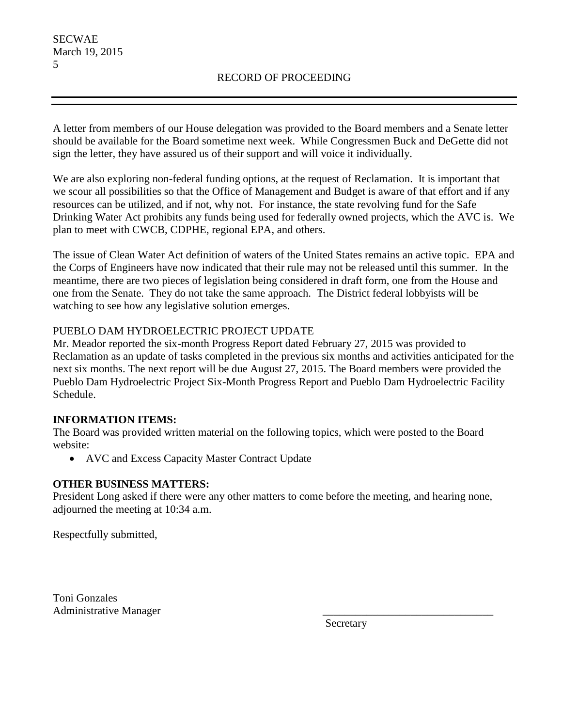A letter from members of our House delegation was provided to the Board members and a Senate letter should be available for the Board sometime next week. While Congressmen Buck and DeGette did not sign the letter, they have assured us of their support and will voice it individually.

We are also exploring non-federal funding options, at the request of Reclamation. It is important that we scour all possibilities so that the Office of Management and Budget is aware of that effort and if any resources can be utilized, and if not, why not. For instance, the state revolving fund for the Safe Drinking Water Act prohibits any funds being used for federally owned projects, which the AVC is. We plan to meet with CWCB, CDPHE, regional EPA, and others.

The issue of Clean Water Act definition of waters of the United States remains an active topic. EPA and the Corps of Engineers have now indicated that their rule may not be released until this summer. In the meantime, there are two pieces of legislation being considered in draft form, one from the House and one from the Senate. They do not take the same approach. The District federal lobbyists will be watching to see how any legislative solution emerges.

PUEBLO DAM HYDROELECTRIC PROJECT UPDATE

Mr. Meador reported the six-month Progress Report dated February 27, 2015 was provided to Reclamation as an update of tasks completed in the previous six months and activities anticipated for the next six months. The next report will be due August 27, 2015. The Board members were provided the Pueblo Dam Hydroelectric Project Six-Month Progress Report and Pueblo Dam Hydroelectric Facility Schedule.

**INFORMATION ITEMS:**

The Board was provided written material on the following topics, which were posted to the Board website:

- AVC and Excess Capacity Master Contract Update

**OTHER BUSINESS MATTERS:**

President Long asked if there were any other matters to come before the meeting, and hearing none, adjourned the meeting at 10:34 a.m.

Respectfully submitted,

Toni Gonzales
Administrative Manager

\_\_\_\_\_\_\_\_\_\_\_\_\_\_\_\_\_\_\_\_\_\_\_\_\_\_\_\_\_\_\_\_
Secretary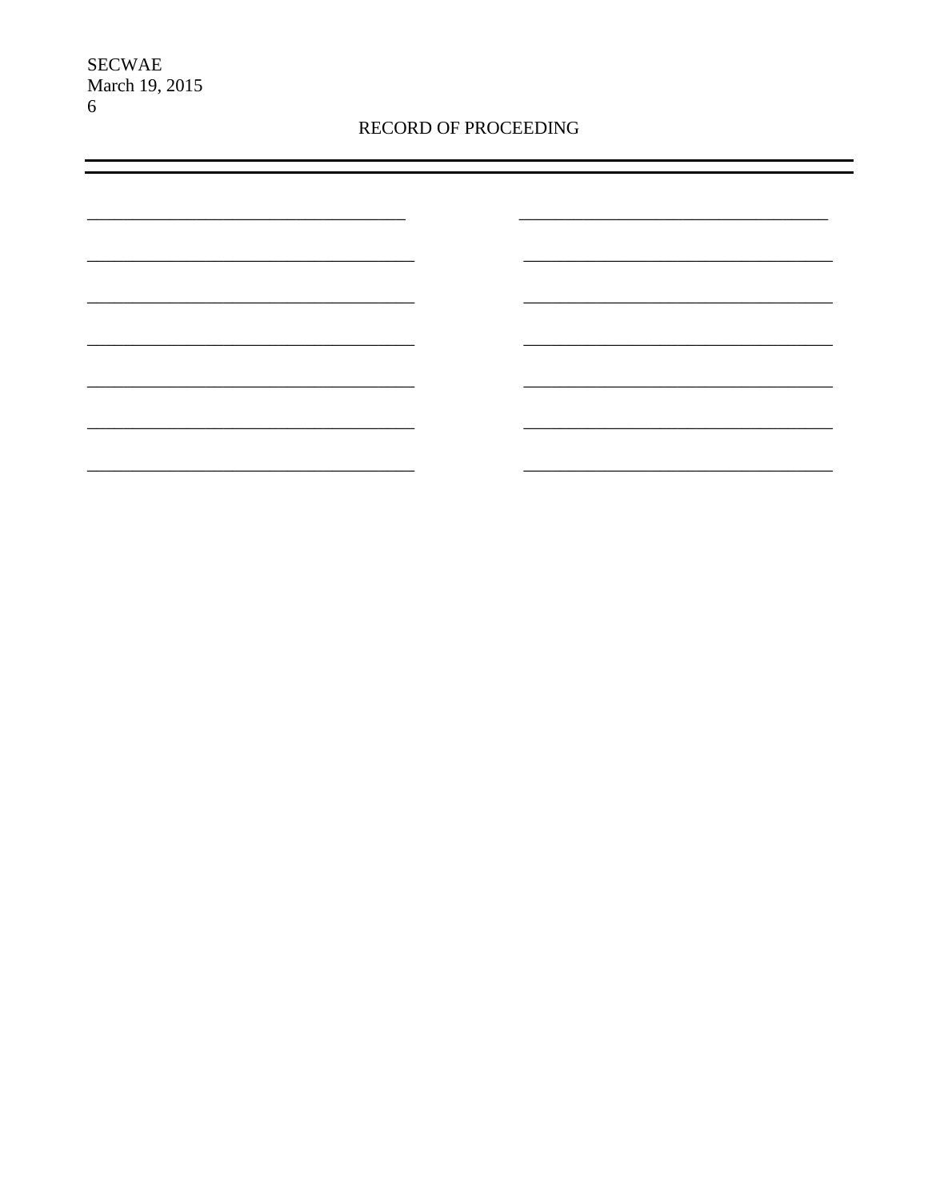RECORD OF PROCEEDING

---

| | |
|---|---|
| ______________________________ | ______________________________ |
| ______________________________ | ______________________________ |
| ______________________________ | ______________________________ |
| ______________________________ | ______________________________ |
| ______________________________ | ______________________________ |
| ______________________________ | ______________________________ |
| ______________________________ | ______________________________ |